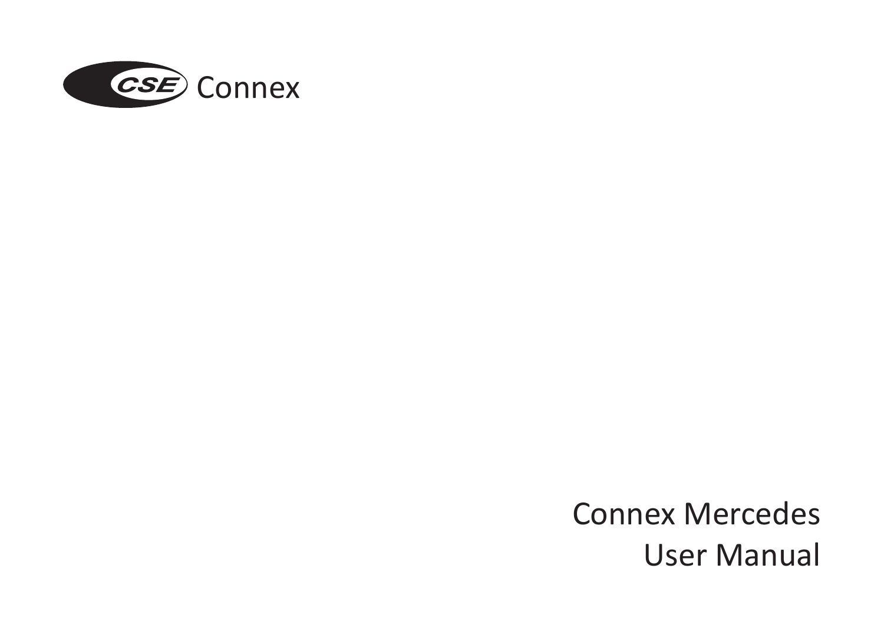CSE Connex

# Connex Mercedes
# User Manual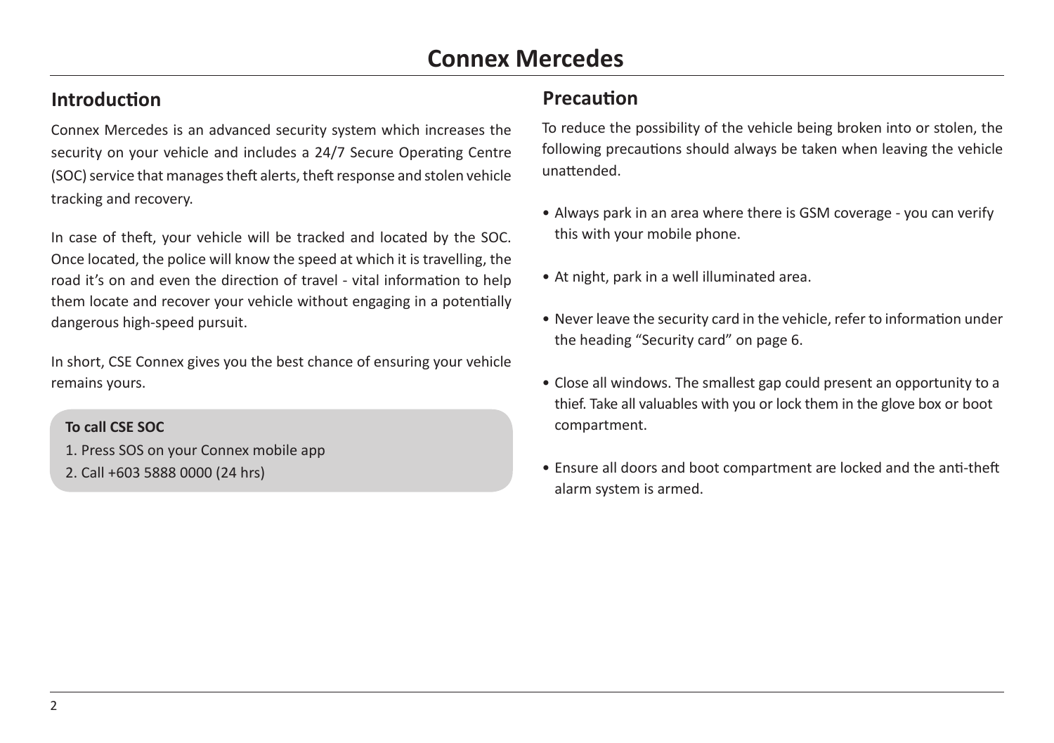# Connex Mercedes

## Introduction

Connex Mercedes is an advanced security system which increases the security on your vehicle and includes a 24/7 Secure Operating Centre (SOC) service that manages theft alerts, theft response and stolen vehicle tracking and recovery.

In case of theft, your vehicle will be tracked and located by the SOC. Once located, the police will know the speed at which it is travelling, the road it's on and even the direction of travel - vital information to help them locate and recover your vehicle without engaging in a potentially dangerous high-speed pursuit.

In short, CSE Connex gives you the best chance of ensuring your vehicle remains yours.

**To call CSE SOC**

1. Press SOS on your Connex mobile app
2. Call +603 5888 0000 (24 hrs)

## Precaution

To reduce the possibility of the vehicle being broken into or stolen, the following precautions should always be taken when leaving the vehicle unattended.

- Always park in an area where there is GSM coverage - you can verify this with your mobile phone.
- At night, park in a well illuminated area.
- Never leave the security card in the vehicle, refer to information under the heading "Security card" on page 6.
- Close all windows. The smallest gap could present an opportunity to a thief. Take all valuables with you or lock them in the glove box or boot compartment.
- Ensure all doors and boot compartment are locked and the anti-theft alarm system is armed.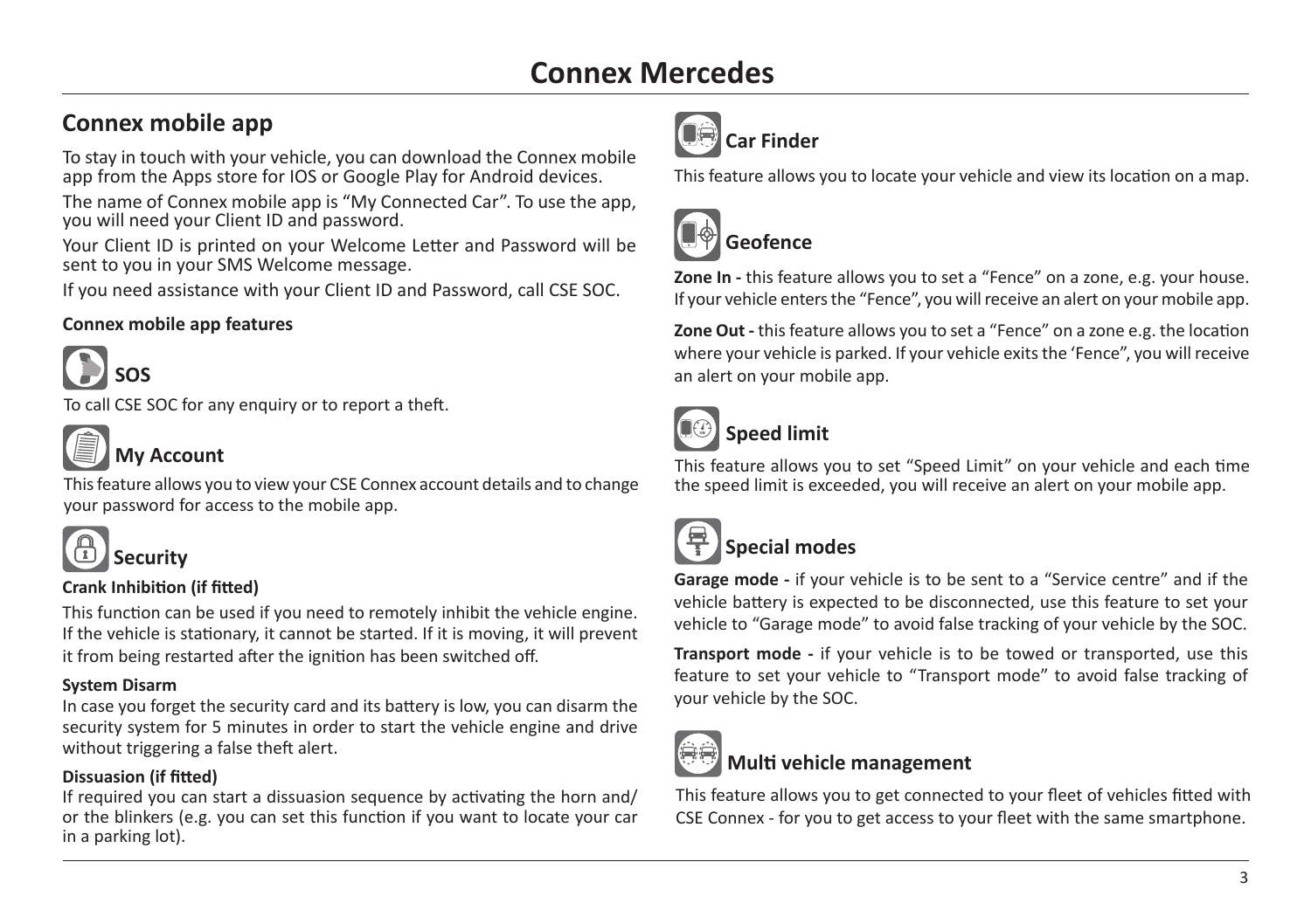# Connex Mercedes

## Connex mobile app

To stay in touch with your vehicle, you can download the Connex mobile app from the Apps store for IOS or Google Play for Android devices.

The name of Connex mobile app is "My Connected Car". To use the app, you will need your Client ID and password.

Your Client ID is printed on your Welcome Letter and Password will be sent to you in your SMS Welcome message.

If you need assistance with your Client ID and Password, call CSE SOC.

**Connex mobile app features**

### SOS

To call CSE SOC for any enquiry or to report a theft.

### My Account

This feature allows you to view your CSE Connex account details and to change your password for access to the mobile app.

### Security

**Crank Inhibition (if fitted)**

This function can be used if you need to remotely inhibit the vehicle engine. If the vehicle is stationary, it cannot be started. If it is moving, it will prevent it from being restarted after the ignition has been switched off.

**System Disarm**

In case you forget the security card and its battery is low, you can disarm the security system for 5 minutes in order to start the vehicle engine and drive without triggering a false theft alert.

**Dissuasion (if fitted)**

If required you can start a dissuasion sequence by activating the horn and/or the blinkers (e.g. you can set this function if you want to locate your car in a parking lot).

### Car Finder

This feature allows you to locate your vehicle and view its location on a map.

### Geofence

**Zone In -** this feature allows you to set a "Fence" on a zone, e.g. your house. If your vehicle enters the "Fence", you will receive an alert on your mobile app.

**Zone Out -** this feature allows you to set a "Fence" on a zone e.g. the location where your vehicle is parked. If your vehicle exits the 'Fence", you will receive an alert on your mobile app.

### Speed limit

This feature allows you to set "Speed Limit" on your vehicle and each time the speed limit is exceeded, you will receive an alert on your mobile app.

### Special modes

**Garage mode -** if your vehicle is to be sent to a "Service centre" and if the vehicle battery is expected to be disconnected, use this feature to set your vehicle to "Garage mode" to avoid false tracking of your vehicle by the SOC.

**Transport mode -** if your vehicle is to be towed or transported, use this feature to set your vehicle to "Transport mode" to avoid false tracking of your vehicle by the SOC.

### Multi vehicle management

This feature allows you to get connected to your fleet of vehicles fitted with CSE Connex - for you to get access to your fleet with the same smartphone.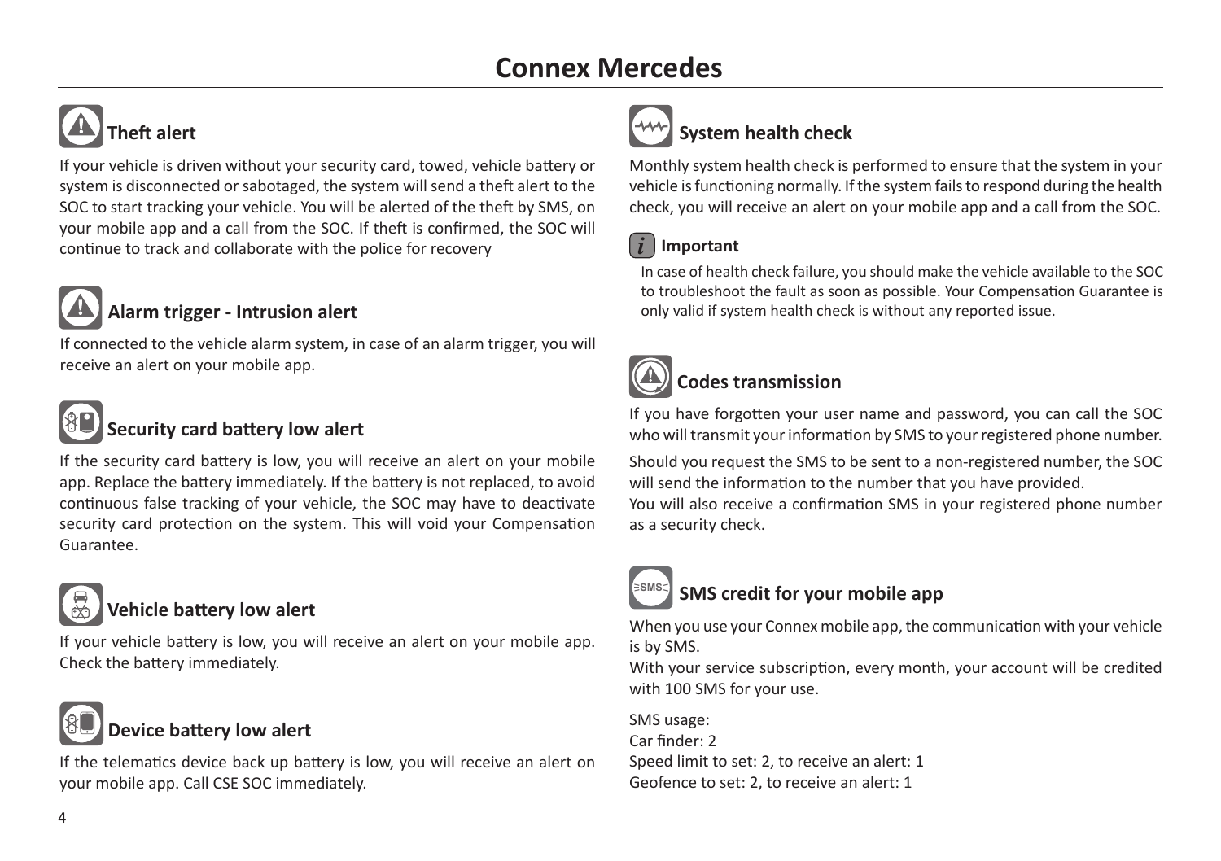# Connex Mercedes

## Theft alert

If your vehicle is driven without your security card, towed, vehicle battery or system is disconnected or sabotaged, the system will send a theft alert to the SOC to start tracking your vehicle. You will be alerted of the theft by SMS, on your mobile app and a call from the SOC. If theft is confirmed, the SOC will continue to track and collaborate with the police for recovery

## Alarm trigger - Intrusion alert

If connected to the vehicle alarm system, in case of an alarm trigger, you will receive an alert on your mobile app.

## Security card battery low alert

If the security card battery is low, you will receive an alert on your mobile app. Replace the battery immediately. If the battery is not replaced, to avoid continuous false tracking of your vehicle, the SOC may have to deactivate security card protection on the system. This will void your Compensation Guarantee.

## Vehicle battery low alert

If your vehicle battery is low, you will receive an alert on your mobile app. Check the battery immediately.

## Device battery low alert

If the telematics device back up battery is low, you will receive an alert on your mobile app. Call CSE SOC immediately.

## System health check

Monthly system health check is performed to ensure that the system in your vehicle is functioning normally. If the system fails to respond during the health check, you will receive an alert on your mobile app and a call from the SOC.

**Important**

In case of health check failure, you should make the vehicle available to the SOC to troubleshoot the fault as soon as possible. Your Compensation Guarantee is only valid if system health check is without any reported issue.

## Codes transmission

If you have forgotten your user name and password, you can call the SOC who will transmit your information by SMS to your registered phone number.

Should you request the SMS to be sent to a non-registered number, the SOC will send the information to the number that you have provided.
You will also receive a confirmation SMS in your registered phone number as a security check.

## SMS credit for your mobile app

When you use your Connex mobile app, the communication with your vehicle is by SMS.
With your service subscription, every month, your account will be credited with 100 SMS for your use.

SMS usage:
Car finder: 2
Speed limit to set: 2, to receive an alert: 1
Geofence to set: 2, to receive an alert: 1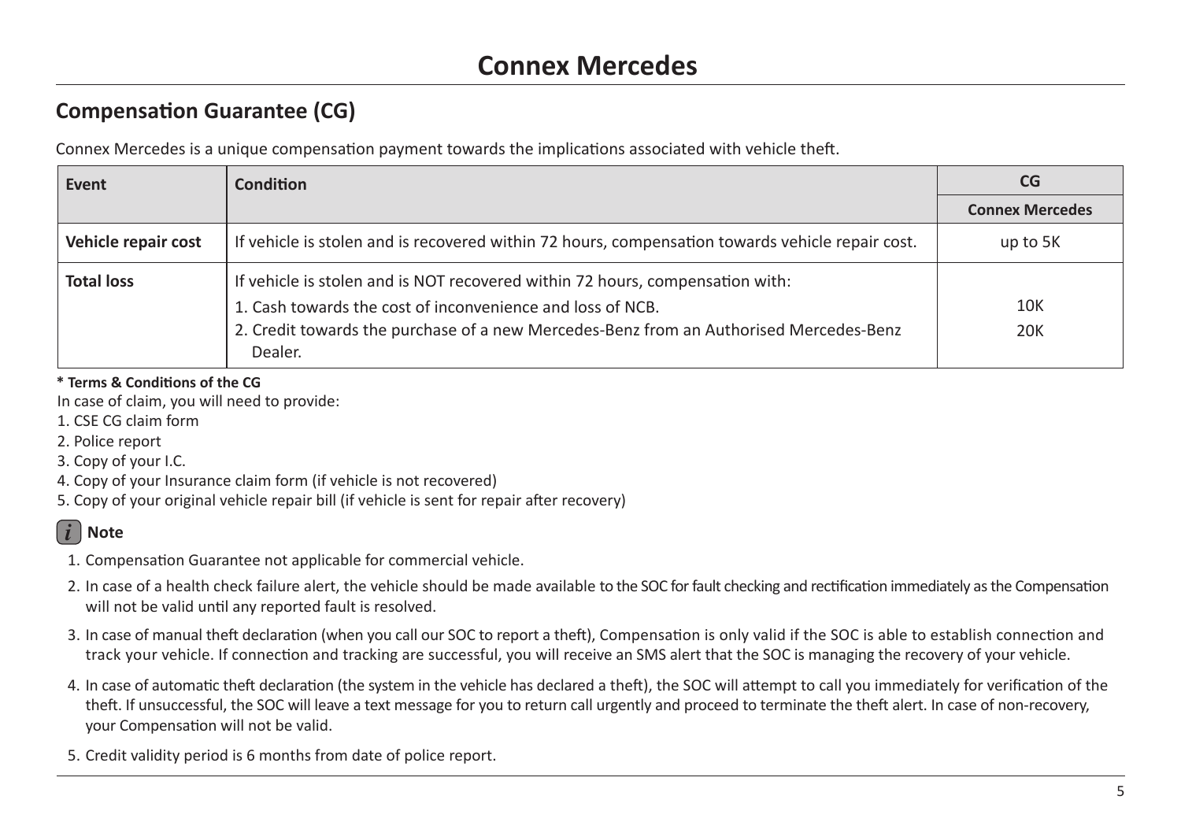# Connex Mercedes

## Compensation Guarantee (CG)

Connex Mercedes is a unique compensation payment towards the implications associated with vehicle theft.

| Event | Condition | CG |
|---|---|---|
| | | Connex Mercedes |
| **Vehicle repair cost** | If vehicle is stolen and is recovered within 72 hours, compensation towards vehicle repair cost. | up to 5K |
| **Total loss** | If vehicle is stolen and is NOT recovered within 72 hours, compensation with:<br>1. Cash towards the cost of inconvenience and loss of NCB.<br>2. Credit towards the purchase of a new Mercedes-Benz from an Authorised Mercedes-Benz Dealer. | <br>10K<br>20K |

**\* Terms & Conditions of the CG**

In case of claim, you will need to provide:

1. CSE CG claim form
2. Police report
3. Copy of your I.C.
4. Copy of your Insurance claim form (if vehicle is not recovered)
5. Copy of your original vehicle repair bill (if vehicle is sent for repair after recovery)

**Note**

1. Compensation Guarantee not applicable for commercial vehicle.
2. In case of a health check failure alert, the vehicle should be made available to the SOC for fault checking and rectification immediately as the Compensation will not be valid until any reported fault is resolved.
3. In case of manual theft declaration (when you call our SOC to report a theft), Compensation is only valid if the SOC is able to establish connection and track your vehicle. If connection and tracking are successful, you will receive an SMS alert that the SOC is managing the recovery of your vehicle.
4. In case of automatic theft declaration (the system in the vehicle has declared a theft), the SOC will attempt to call you immediately for verification of the theft. If unsuccessful, the SOC will leave a text message for you to return call urgently and proceed to terminate the theft alert. In case of non-recovery, your Compensation will not be valid.
5. Credit validity period is 6 months from date of police report.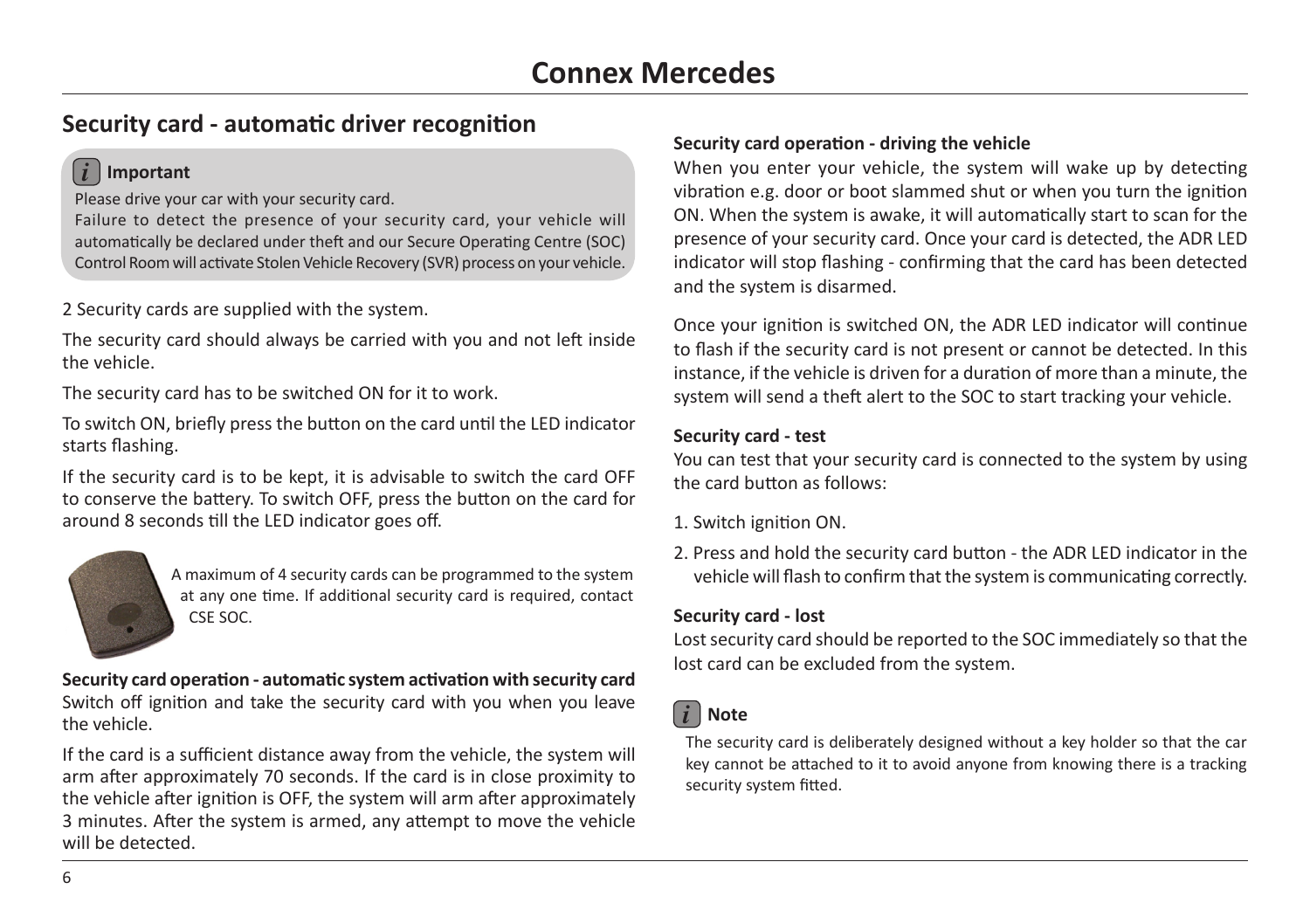# Connex Mercedes

## Security card - automatic driver recognition

**Important**

Please drive your car with your security card.
Failure to detect the presence of your security card, your vehicle will automatically be declared under theft and our Secure Operating Centre (SOC) Control Room will activate Stolen Vehicle Recovery (SVR) process on your vehicle.

2 Security cards are supplied with the system.

The security card should always be carried with you and not left inside the vehicle.

The security card has to be switched ON for it to work.

To switch ON, briefly press the button on the card until the LED indicator starts flashing.

If the security card is to be kept, it is advisable to switch the card OFF to conserve the battery. To switch OFF, press the button on the card for around 8 seconds till the LED indicator goes off.

A maximum of 4 security cards can be programmed to the system at any one time. If additional security card is required, contact CSE SOC.

**Security card operation - automatic system activation with security card**
Switch off ignition and take the security card with you when you leave the vehicle.

If the card is a sufficient distance away from the vehicle, the system will arm after approximately 70 seconds. If the card is in close proximity to the vehicle after ignition is OFF, the system will arm after approximately 3 minutes. After the system is armed, any attempt to move the vehicle will be detected.

**Security card operation - driving the vehicle**
When you enter your vehicle, the system will wake up by detecting vibration e.g. door or boot slammed shut or when you turn the ignition ON. When the system is awake, it will automatically start to scan for the presence of your security card. Once your card is detected, the ADR LED indicator will stop flashing - confirming that the card has been detected and the system is disarmed.

Once your ignition is switched ON, the ADR LED indicator will continue to flash if the security card is not present or cannot be detected. In this instance, if the vehicle is driven for a duration of more than a minute, the system will send a theft alert to the SOC to start tracking your vehicle.

**Security card - test**
You can test that your security card is connected to the system by using the card button as follows:

1. Switch ignition ON.
2. Press and hold the security card button - the ADR LED indicator in the vehicle will flash to confirm that the system is communicating correctly.

**Security card - lost**
Lost security card should be reported to the SOC immediately so that the lost card can be excluded from the system.

**Note**

The security card is deliberately designed without a key holder so that the car key cannot be attached to it to avoid anyone from knowing there is a tracking security system fitted.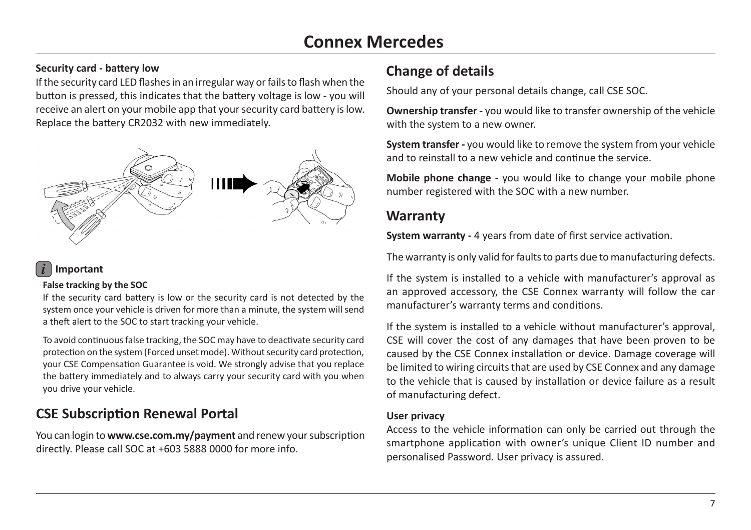# Connex Mercedes

**Security card - battery low**

If the security card LED flashes in an irregular way or fails to flash when the button is pressed, this indicates that the battery voltage is low - you will receive an alert on your mobile app that your security card battery is low. Replace the battery CR2032 with new immediately.

**Important**

**False tracking by the SOC**

If the security card battery is low or the security card is not detected by the system once your vehicle is driven for more than a minute, the system will send a theft alert to the SOC to start tracking your vehicle.

To avoid continuous false tracking, the SOC may have to deactivate security card protection on the system (Forced unset mode). Without security card protection, your CSE Compensation Guarantee is void. We strongly advise that you replace the battery immediately and to always carry your security card with you when you drive your vehicle.

## CSE Subscription Renewal Portal

You can login to **www.cse.com.my/payment** and renew your subscription directly. Please call SOC at +603 5888 0000 for more info.

## Change of details

Should any of your personal details change, call CSE SOC.

**Ownership transfer -** you would like to transfer ownership of the vehicle with the system to a new owner.

**System transfer -** you would like to remove the system from your vehicle and to reinstall to a new vehicle and continue the service.

**Mobile phone change -** you would like to change your mobile phone number registered with the SOC with a new number.

## Warranty

**System warranty -** 4 years from date of first service activation.

The warranty is only valid for faults to parts due to manufacturing defects.

If the system is installed to a vehicle with manufacturer's approval as an approved accessory, the CSE Connex warranty will follow the car manufacturer's warranty terms and conditions.

If the system is installed to a vehicle without manufacturer's approval, CSE will cover the cost of any damages that have been proven to be caused by the CSE Connex installation or device. Damage coverage will be limited to wiring circuits that are used by CSE Connex and any damage to the vehicle that is caused by installation or device failure as a result of manufacturing defect.

**User privacy**

Access to the vehicle information can only be carried out through the smartphone application with owner's unique Client ID number and personalised Password. User privacy is assured.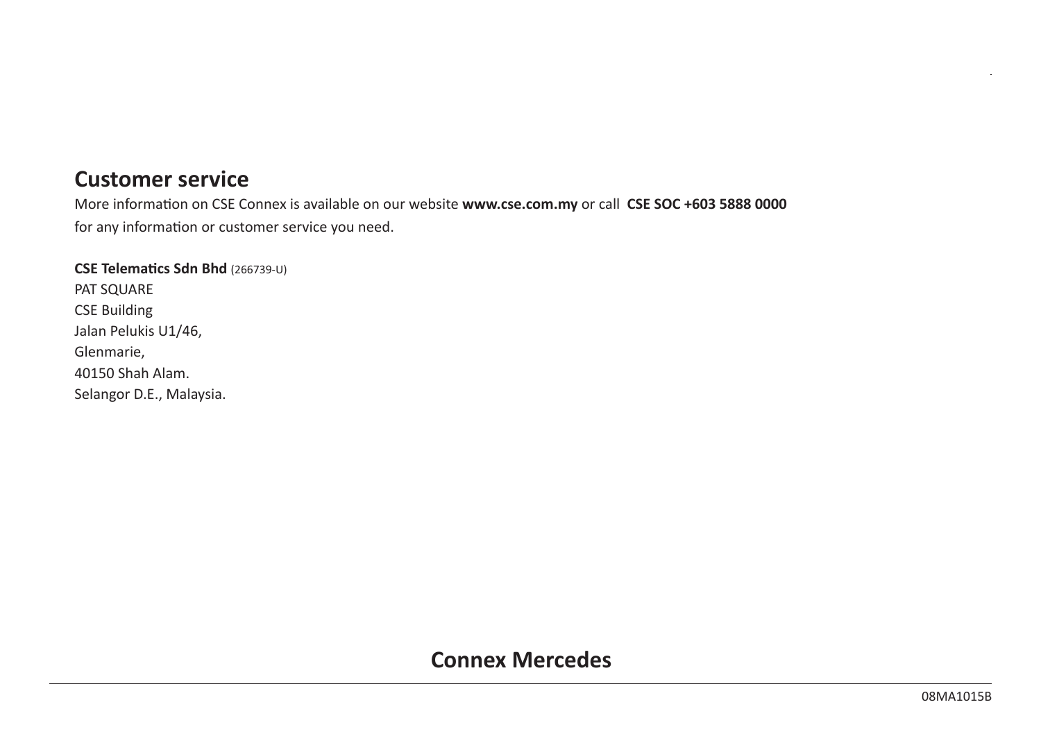## Customer service

More information on CSE Connex is available on our website **www.cse.com.my** or call **CSE SOC +603 5888 0000** for any information or customer service you need.

**CSE Telematics Sdn Bhd** (266739-U)
PAT SQUARE
CSE Building
Jalan Pelukis U1/46,
Glenmarie,
40150 Shah Alam.
Selangor D.E., Malaysia.

**Connex Mercedes**

08MA1015B